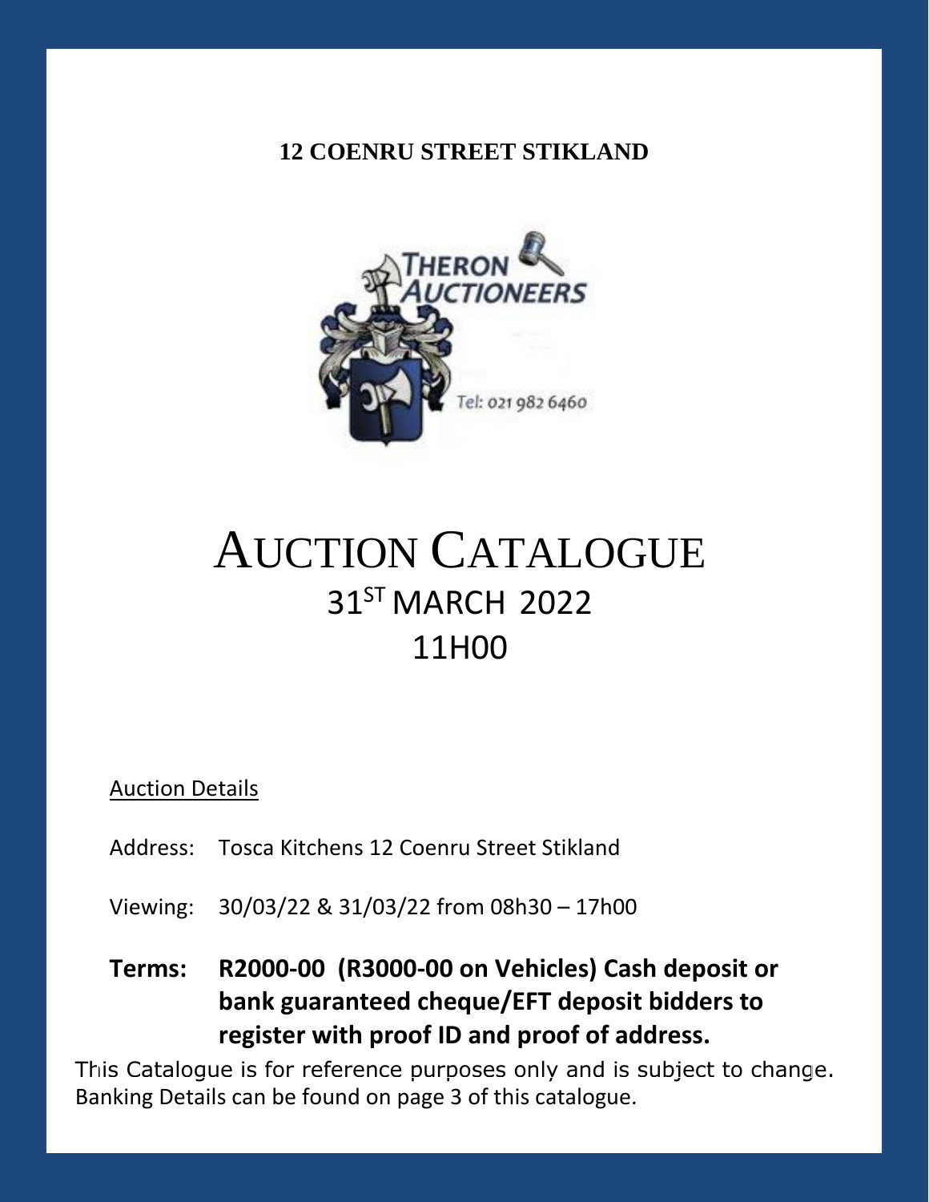**12 COENRU STREET STIKLAND**

THERON AUCTIONEERS

Tel: 021 982 6460

# AUCTION CATALOGUE

## 31ST MARCH 2022

## 11H00

<u>Auction Details</u>

Address: Tosca Kitchens 12 Coenru Street Stikland

Viewing: 30/03/22 & 31/03/22 from 08h30 – 17h00

**Terms: R2000-00 (R3000-00 on Vehicles) Cash deposit or bank guaranteed cheque/EFT deposit bidders to register with proof ID and proof of address.**

This Catalogue is for reference purposes only and is subject to change.
Banking Details can be found on page 3 of this catalogue.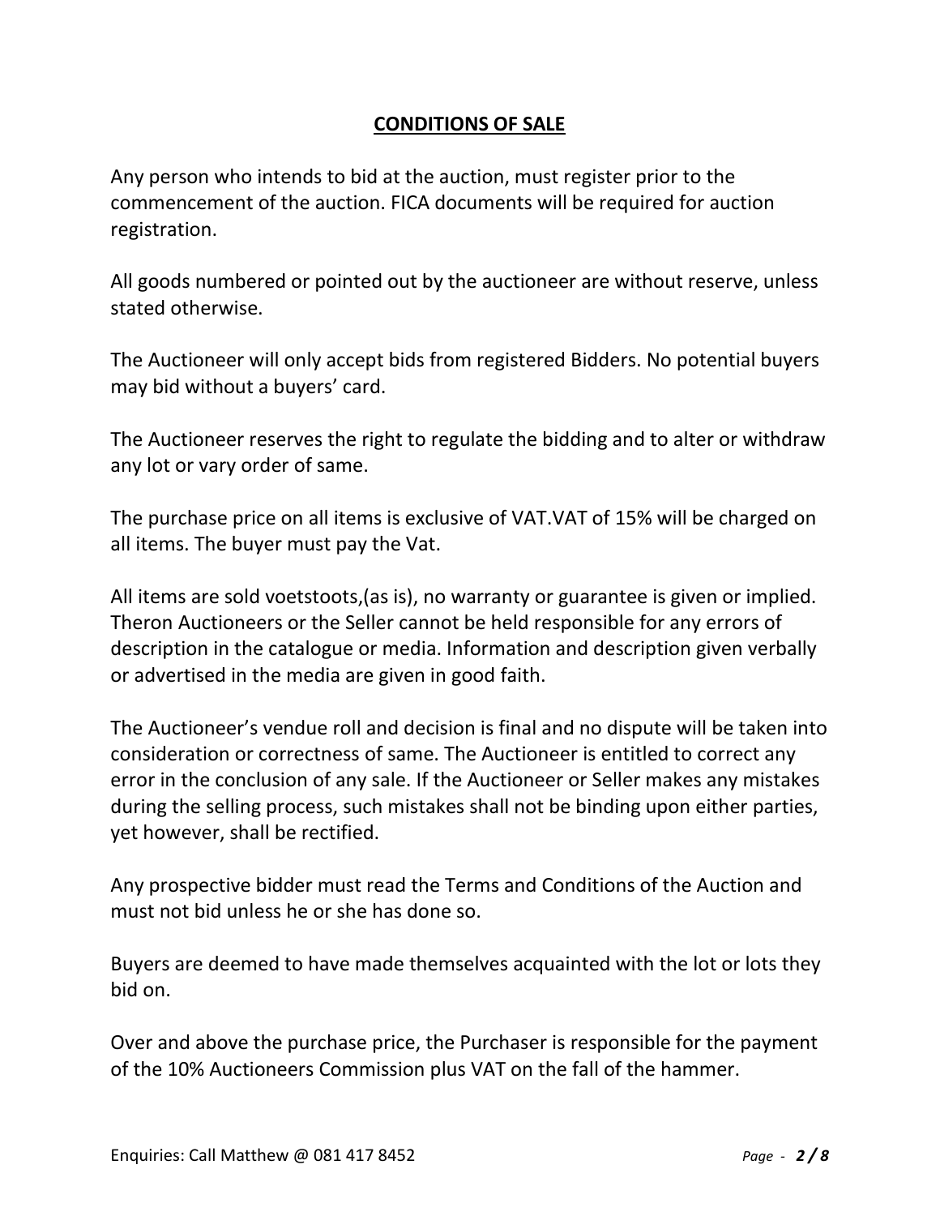## **CONDITIONS OF SALE**

Any person who intends to bid at the auction, must register prior to the commencement of the auction. FICA documents will be required for auction registration.

All goods numbered or pointed out by the auctioneer are without reserve, unless stated otherwise.

The Auctioneer will only accept bids from registered Bidders. No potential buyers may bid without a buyers' card.

The Auctioneer reserves the right to regulate the bidding and to alter or withdraw any lot or vary order of same.

The purchase price on all items is exclusive of VAT.VAT of 15% will be charged on all items. The buyer must pay the Vat.

All items are sold voetstoots,(as is), no warranty or guarantee is given or implied. Theron Auctioneers or the Seller cannot be held responsible for any errors of description in the catalogue or media. Information and description given verbally or advertised in the media are given in good faith.

The Auctioneer's vendue roll and decision is final and no dispute will be taken into consideration or correctness of same. The Auctioneer is entitled to correct any error in the conclusion of any sale. If the Auctioneer or Seller makes any mistakes during the selling process, such mistakes shall not be binding upon either parties, yet however, shall be rectified.

Any prospective bidder must read the Terms and Conditions of the Auction and must not bid unless he or she has done so.

Buyers are deemed to have made themselves acquainted with the lot or lots they bid on.

Over and above the purchase price, the Purchaser is responsible for the payment of the 10% Auctioneers Commission plus VAT on the fall of the hammer.

Enquiries: Call Matthew @ 081 417 8452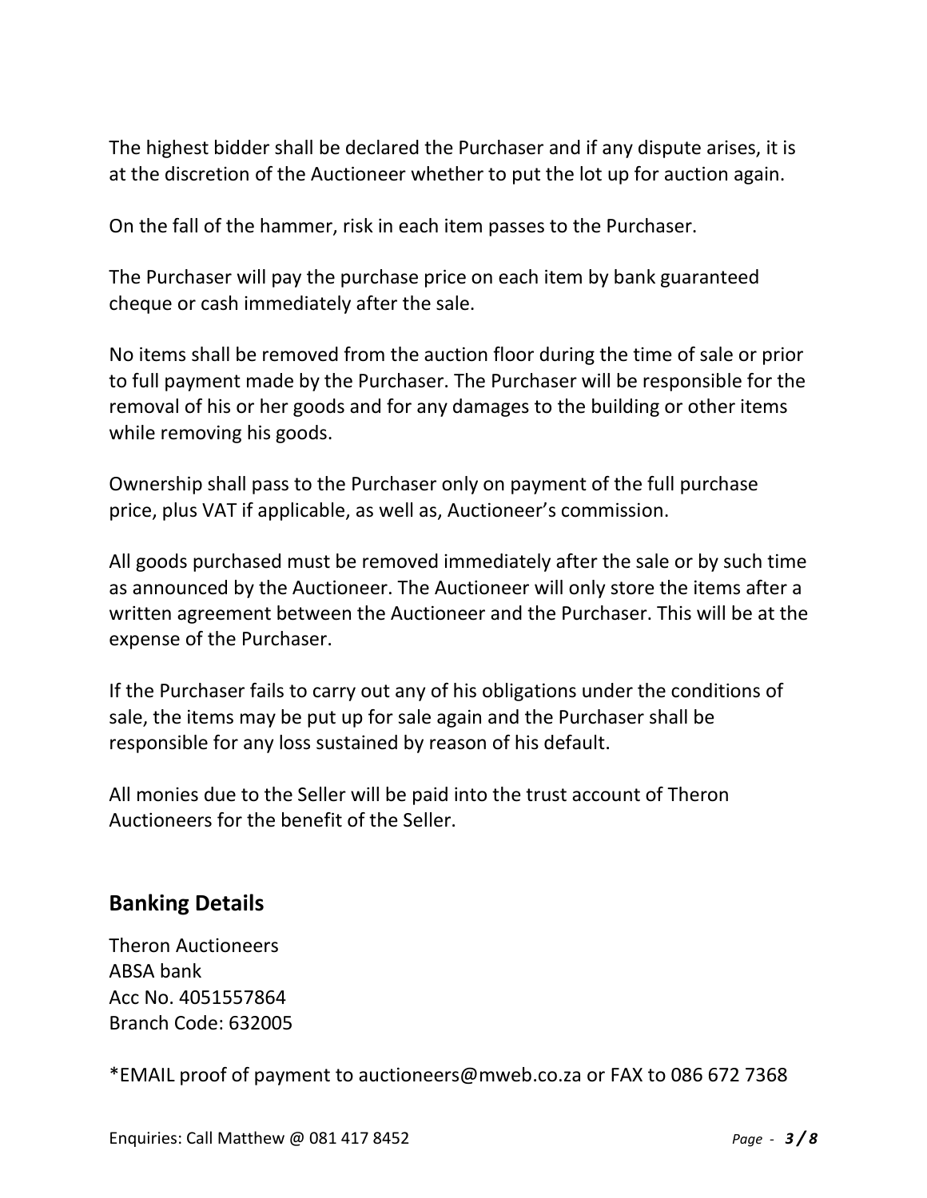The highest bidder shall be declared the Purchaser and if any dispute arises, it is at the discretion of the Auctioneer whether to put the lot up for auction again.

On the fall of the hammer, risk in each item passes to the Purchaser.

The Purchaser will pay the purchase price on each item by bank guaranteed cheque or cash immediately after the sale.

No items shall be removed from the auction floor during the time of sale or prior to full payment made by the Purchaser. The Purchaser will be responsible for the removal of his or her goods and for any damages to the building or other items while removing his goods.

Ownership shall pass to the Purchaser only on payment of the full purchase price, plus VAT if applicable, as well as, Auctioneer's commission.

All goods purchased must be removed immediately after the sale or by such time as announced by the Auctioneer. The Auctioneer will only store the items after a written agreement between the Auctioneer and the Purchaser. This will be at the expense of the Purchaser.

If the Purchaser fails to carry out any of his obligations under the conditions of sale, the items may be put up for sale again and the Purchaser shall be responsible for any loss sustained by reason of his default.

All monies due to the Seller will be paid into the trust account of Theron Auctioneers for the benefit of the Seller.

## Banking Details

Theron Auctioneers
ABSA bank
Acc No. 4051557864
Branch Code: 632005

*EMAIL proof of payment to auctioneers@mweb.co.za or FAX to 086 672 7368

Enquiries: Call Matthew @ 081 417 8452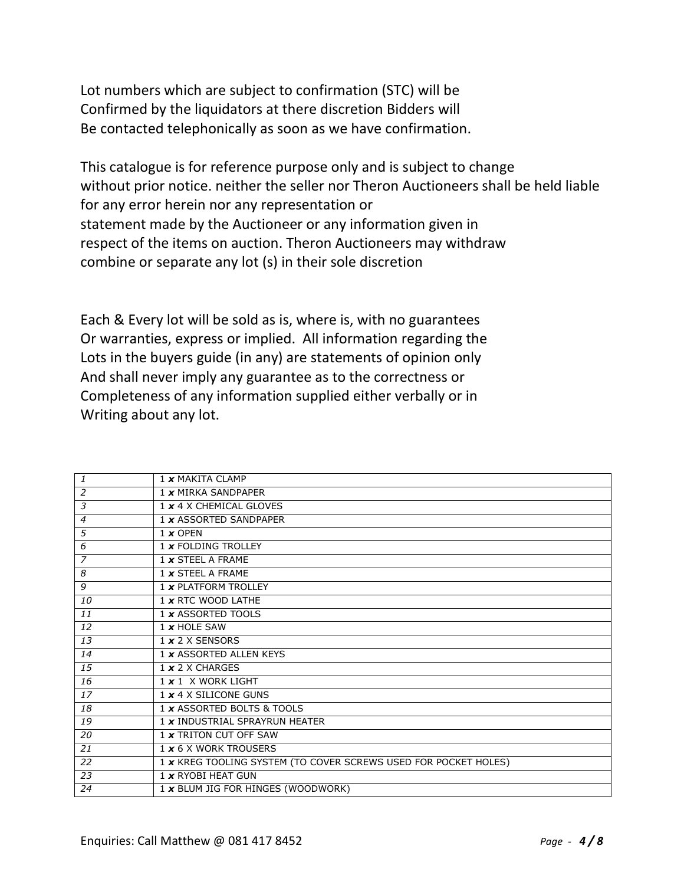Lot numbers which are subject to confirmation (STC) will be
Confirmed by the liquidators at there discretion Bidders will
Be contacted telephonically as soon as we have confirmation.

This catalogue is for reference purpose only and is subject to change
without prior notice. neither the seller nor Theron Auctioneers shall be held liable
for any error herein nor any representation or
statement made by the Auctioneer or any information given in
respect of the items on auction. Theron Auctioneers may withdraw
combine or separate any lot (s) in their sole discretion

Each & Every lot will be sold as is, where is, with no guarantees
Or warranties, express or implied. All information regarding the
Lots in the buyers guide (in any) are statements of opinion only
And shall never imply any guarantee as to the correctness or
Completeness of any information supplied either verbally or in
Writing about any lot.

| | |
|---|---|
| *1* | 1 ***x*** MAKITA CLAMP |
| *2* | 1 ***x*** MIRKA SANDPAPER |
| *3* | 1 ***x*** 4 X CHEMICAL GLOVES |
| *4* | 1 ***x*** ASSORTED SANDPAPER |
| *5* | 1 ***x*** OPEN |
| *6* | 1 ***x*** FOLDING TROLLEY |
| *7* | 1 ***x*** STEEL A FRAME |
| *8* | 1 ***x*** STEEL A FRAME |
| *9* | 1 ***x*** PLATFORM TROLLEY |
| *10* | 1 ***x*** RTC WOOD LATHE |
| *11* | 1 ***x*** ASSORTED TOOLS |
| *12* | 1 ***x*** HOLE SAW |
| *13* | 1 ***x*** 2 X SENSORS |
| *14* | 1 ***x*** ASSORTED ALLEN KEYS |
| *15* | 1 ***x*** 2 X CHARGES |
| *16* | 1 ***x*** 1 X WORK LIGHT |
| *17* | 1 ***x*** 4 X SILICONE GUNS |
| *18* | 1 ***x*** ASSORTED BOLTS & TOOLS |
| *19* | 1 ***x*** INDUSTRIAL SPRAYRUN HEATER |
| *20* | 1 ***x*** TRITON CUT OFF SAW |
| *21* | 1 ***x*** 6 X WORK TROUSERS |
| *22* | 1 ***x*** KREG TOOLING SYSTEM (TO COVER SCREWS USED FOR POCKET HOLES) |
| *23* | 1 ***x*** RYOBI HEAT GUN |
| *24* | 1 ***x*** BLUM JIG FOR HINGES (WOODWORK) |

Enquiries: Call Matthew @ 081 417 8452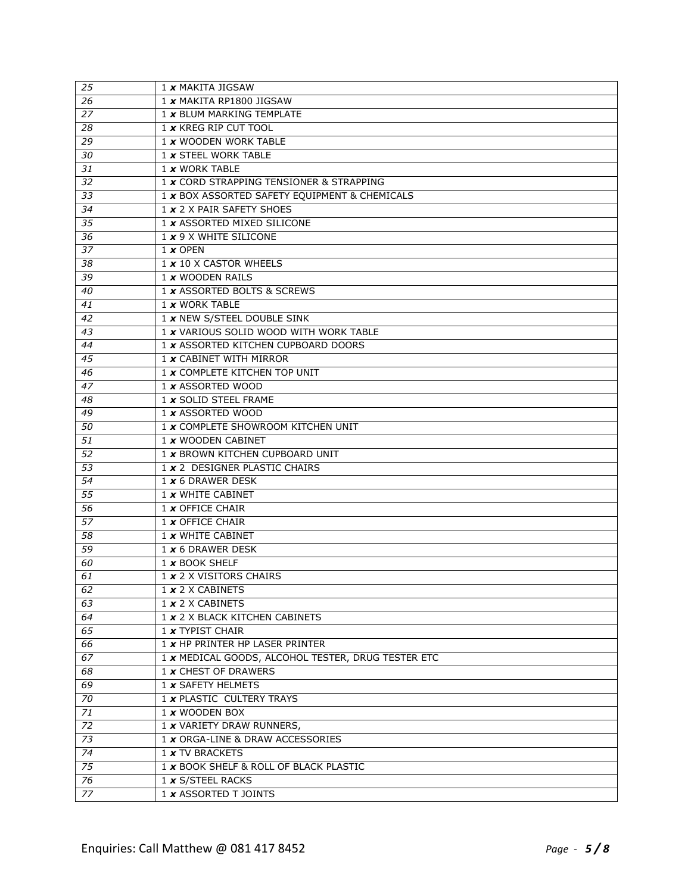| 25 | 1 *x* MAKITA JIGSAW |
|---|---|
| 26 | 1 *x* MAKITA RP1800 JIGSAW |
| 27 | 1 *x* BLUM MARKING TEMPLATE |
| 28 | 1 *x* KREG RIP CUT TOOL |
| 29 | 1 *x* WOODEN WORK TABLE |
| 30 | 1 *x* STEEL WORK TABLE |
| 31 | 1 *x* WORK TABLE |
| 32 | 1 *x* CORD STRAPPING TENSIONER & STRAPPING |
| 33 | 1 *x* BOX ASSORTED SAFETY EQUIPMENT & CHEMICALS |
| 34 | 1 *x* 2 X PAIR SAFETY SHOES |
| 35 | 1 *x* ASSORTED MIXED SILICONE |
| 36 | 1 *x* 9 X WHITE SILICONE |
| 37 | 1 *x* OPEN |
| 38 | 1 *x* 10 X CASTOR WHEELS |
| 39 | 1 *x* WOODEN RAILS |
| 40 | 1 *x* ASSORTED BOLTS & SCREWS |
| 41 | 1 *x* WORK TABLE |
| 42 | 1 *x* NEW S/STEEL DOUBLE SINK |
| 43 | 1 *x* VARIOUS SOLID WOOD WITH WORK TABLE |
| 44 | 1 *x* ASSORTED KITCHEN CUPBOARD DOORS |
| 45 | 1 *x* CABINET WITH MIRROR |
| 46 | 1 *x* COMPLETE KITCHEN TOP UNIT |
| 47 | 1 *x* ASSORTED WOOD |
| 48 | 1 *x* SOLID STEEL FRAME |
| 49 | 1 *x* ASSORTED WOOD |
| 50 | 1 *x* COMPLETE SHOWROOM KITCHEN UNIT |
| 51 | 1 *x* WOODEN CABINET |
| 52 | 1 *x* BROWN KITCHEN CUPBOARD UNIT |
| 53 | 1 *x* 2 DESIGNER PLASTIC CHAIRS |
| 54 | 1 *x* 6 DRAWER DESK |
| 55 | 1 *x* WHITE CABINET |
| 56 | 1 *x* OFFICE CHAIR |
| 57 | 1 *x* OFFICE CHAIR |
| 58 | 1 *x* WHITE CABINET |
| 59 | 1 *x* 6 DRAWER DESK |
| 60 | 1 *x* BOOK SHELF |
| 61 | 1 *x* 2 X VISITORS CHAIRS |
| 62 | 1 *x* 2 X CABINETS |
| 63 | 1 *x* 2 X CABINETS |
| 64 | 1 *x* 2 X BLACK KITCHEN CABINETS |
| 65 | 1 *x* TYPIST CHAIR |
| 66 | 1 *x* HP PRINTER HP LASER PRINTER |
| 67 | 1 *x* MEDICAL GOODS, ALCOHOL TESTER, DRUG TESTER ETC |
| 68 | 1 *x* CHEST OF DRAWERS |
| 69 | 1 *x* SAFETY HELMETS |
| 70 | 1 *x* PLASTIC CULTERY TRAYS |
| 71 | 1 *x* WOODEN BOX |
| 72 | 1 *x* VARIETY DRAW RUNNERS, |
| 73 | 1 *x* ORGA-LINE & DRAW ACCESSORIES |
| 74 | 1 *x* TV BRACKETS |
| 75 | 1 *x* BOOK SHELF & ROLL OF BLACK PLASTIC |
| 76 | 1 *x* S/STEEL RACKS |
| 77 | 1 *x* ASSORTED T JOINTS |

Enquiries: Call Matthew @ 081 417 8452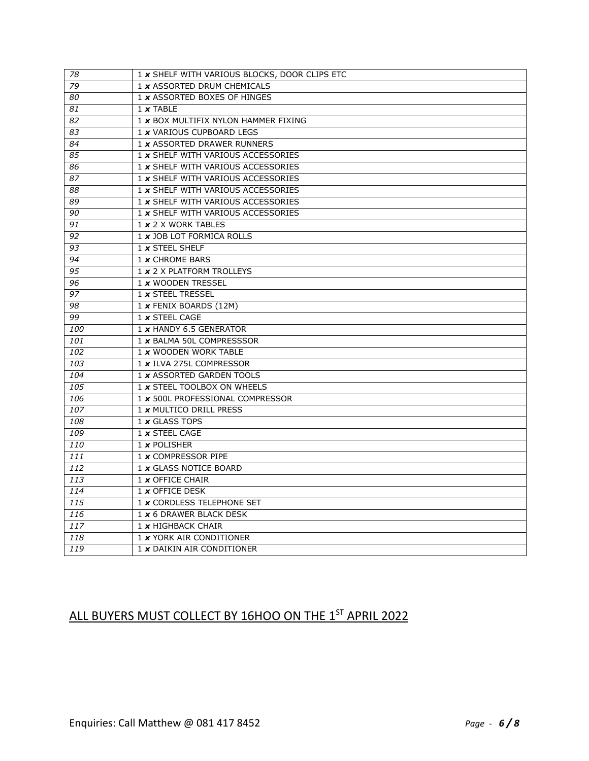| 78 | 1 *x* SHELF WITH VARIOUS BLOCKS, DOOR CLIPS ETC |
|---|---|
| 79 | 1 *x* ASSORTED DRUM CHEMICALS |
| 80 | 1 *x* ASSORTED BOXES OF HINGES |
| 81 | 1 *x* TABLE |
| 82 | 1 *x* BOX MULTIFIX NYLON HAMMER FIXING |
| 83 | 1 *x* VARIOUS CUPBOARD LEGS |
| 84 | 1 *x* ASSORTED DRAWER RUNNERS |
| 85 | 1 *x* SHELF WITH VARIOUS ACCESSORIES |
| 86 | 1 *x* SHELF WITH VARIOUS ACCESSORIES |
| 87 | 1 *x* SHELF WITH VARIOUS ACCESSORIES |
| 88 | 1 *x* SHELF WITH VARIOUS ACCESSORIES |
| 89 | 1 *x* SHELF WITH VARIOUS ACCESSORIES |
| 90 | 1 *x* SHELF WITH VARIOUS ACCESSORIES |
| 91 | 1 *x* 2 X WORK TABLES |
| 92 | 1 *x* JOB LOT FORMICA ROLLS |
| 93 | 1 *x* STEEL SHELF |
| 94 | 1 *x* CHROME BARS |
| 95 | 1 *x* 2 X PLATFORM TROLLEYS |
| 96 | 1 *x* WOODEN TRESSEL |
| 97 | 1 *x* STEEL TRESSEL |
| 98 | 1 *x* FENIX BOARDS (12M) |
| 99 | 1 *x* STEEL CAGE |
| 100 | 1 *x* HANDY 6.5 GENERATOR |
| 101 | 1 *x* BALMA 50L COMPRESSSOR |
| 102 | 1 *x* WOODEN WORK TABLE |
| 103 | 1 *x* ILVA 275L COMPRESSOR |
| 104 | 1 *x* ASSORTED GARDEN TOOLS |
| 105 | 1 *x* STEEL TOOLBOX ON WHEELS |
| 106 | 1 *x* 500L PROFESSIONAL COMPRESSOR |
| 107 | 1 *x* MULTICO DRILL PRESS |
| 108 | 1 *x* GLASS TOPS |
| 109 | 1 *x* STEEL CAGE |
| 110 | 1 *x* POLISHER |
| 111 | 1 *x* COMPRESSOR PIPE |
| 112 | 1 *x* GLASS NOTICE BOARD |
| 113 | 1 *x* OFFICE CHAIR |
| 114 | 1 *x* OFFICE DESK |
| 115 | 1 *x* CORDLESS TELEPHONE SET |
| 116 | 1 *x* 6 DRAWER BLACK DESK |
| 117 | 1 *x* HIGHBACK CHAIR |
| 118 | 1 *x* YORK AIR CONDITIONER |
| 119 | 1 *x* DAIKIN AIR CONDITIONER |

## ALL BUYERS MUST COLLECT BY 16HOO ON THE 1ST APRIL 2022

Enquiries: Call Matthew @ 081 417 8452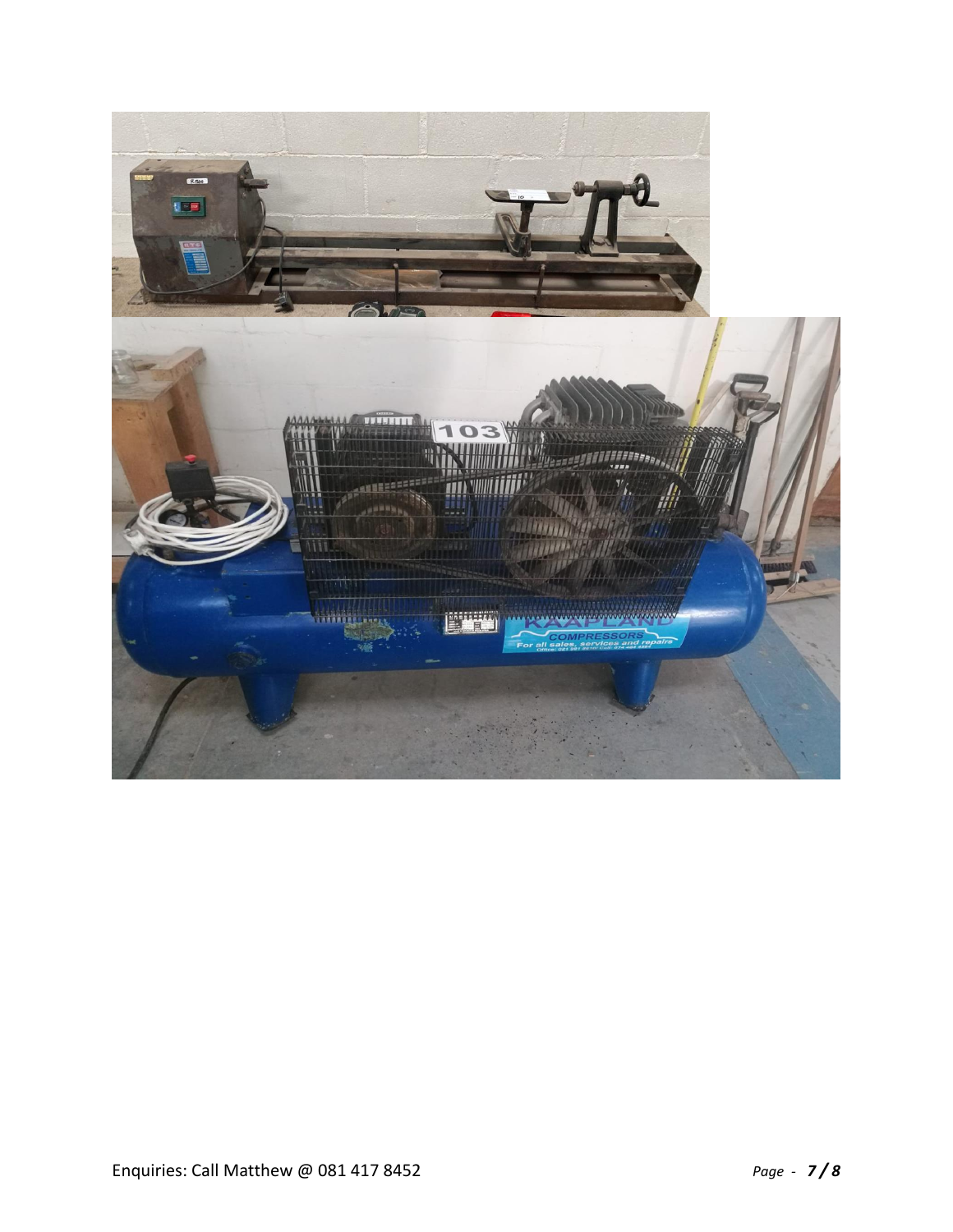Enquiries: Call Matthew @ 081 417 8452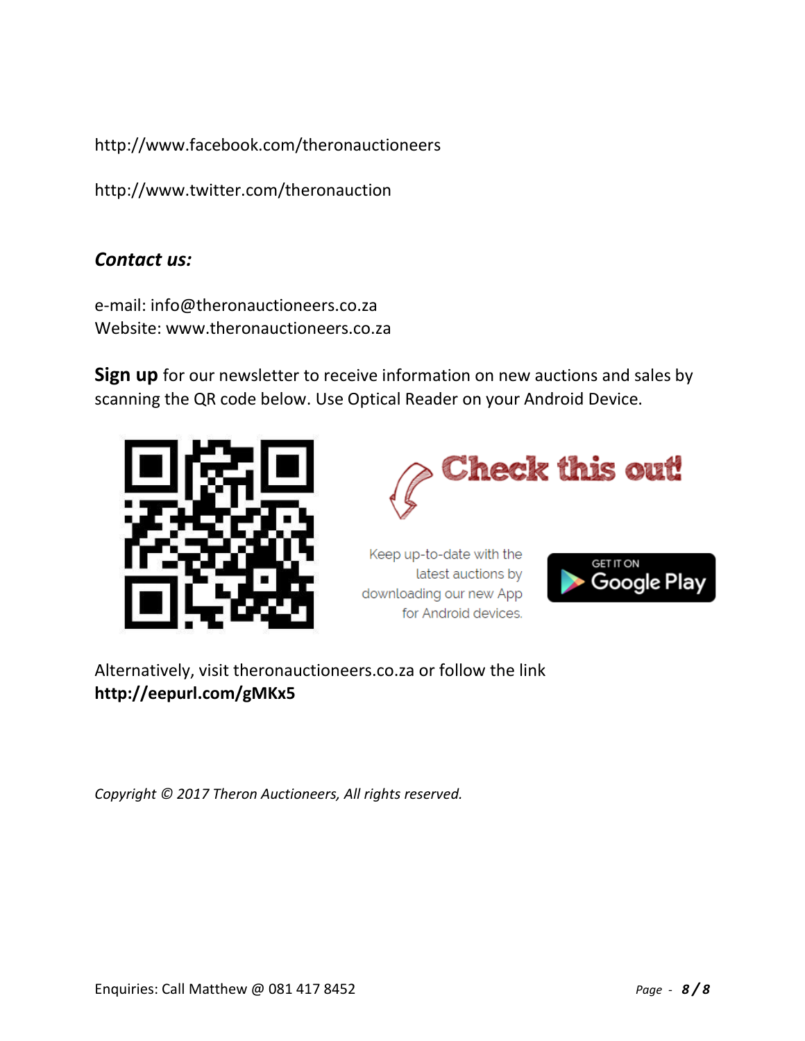http://www.facebook.com/theronauctioneers

http://www.twitter.com/theronauction

***Contact us:***

e-mail: info@theronauctioneers.co.za
Website: www.theronauctioneers.co.za

**Sign up** for our newsletter to receive information on new auctions and sales by scanning the QR code below. Use Optical Reader on your Android Device.

Check this out!

Keep up-to-date with the latest auctions by downloading our new App for Android devices.

GET IT ON Google Play

Alternatively, visit theronauctioneers.co.za or follow the link
**http://eepurl.com/gMKx5**

*Copyright © 2017 Theron Auctioneers, All rights reserved.*

Enquiries: Call Matthew @ 081 417 8452